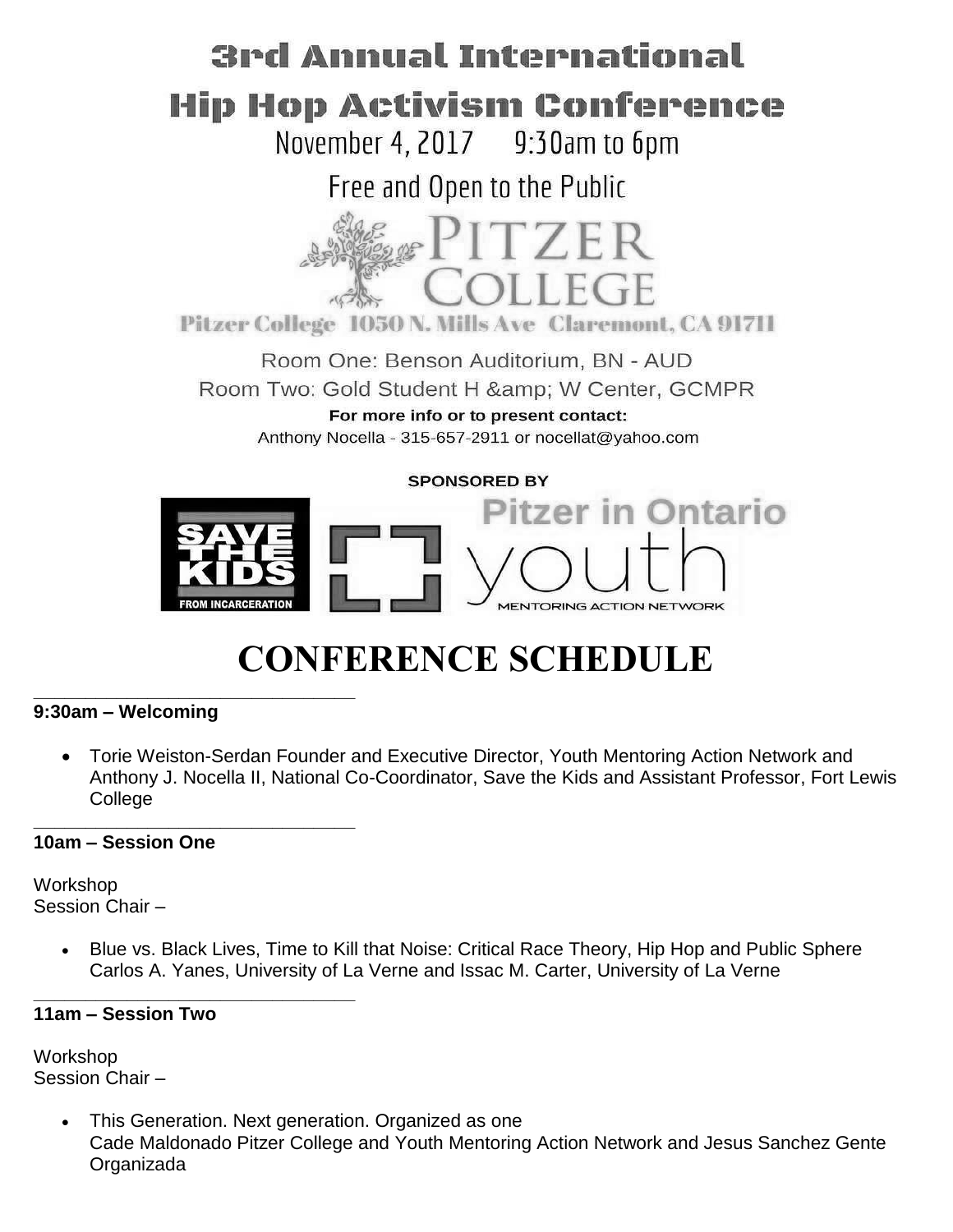# 3rd Annual International Hip Hop Activism Conference

November 4, 2017 9:30am to 6pm

Free and Open to the Public

PITZER COLLEGE

Pitzer College 1050 N. Mills Ave Claremont, CA 91711

Room One: Benson Auditorium, BN - AUD

Room Two: Gold Student H &amp; W Center, GCMPR

**For more info or to present contact:**

Anthony Nocella - 315-657-2911 or nocellat@yahoo.com

**SPONSORED BY**

SAVE THE KIDS FROM INCARCERATION

Pitzer in Ontario

youth MENTORING ACTION NETWORK

# CONFERENCE SCHEDULE

---

**9:30am – Welcoming**

- Torie Weiston-Serdan Founder and Executive Director, Youth Mentoring Action Network and Anthony J. Nocella II, National Co-Coordinator, Save the Kids and Assistant Professor, Fort Lewis College

---

**10am – Session One**

Workshop
Session Chair –

- Blue vs. Black Lives, Time to Kill that Noise: Critical Race Theory, Hip Hop and Public Sphere
  Carlos A. Yanes, University of La Verne and Issac M. Carter, University of La Verne

---

**11am – Session Two**

Workshop
Session Chair –

- This Generation. Next generation. Organized as one
  Cade Maldonado Pitzer College and Youth Mentoring Action Network and Jesus Sanchez Gente Organizada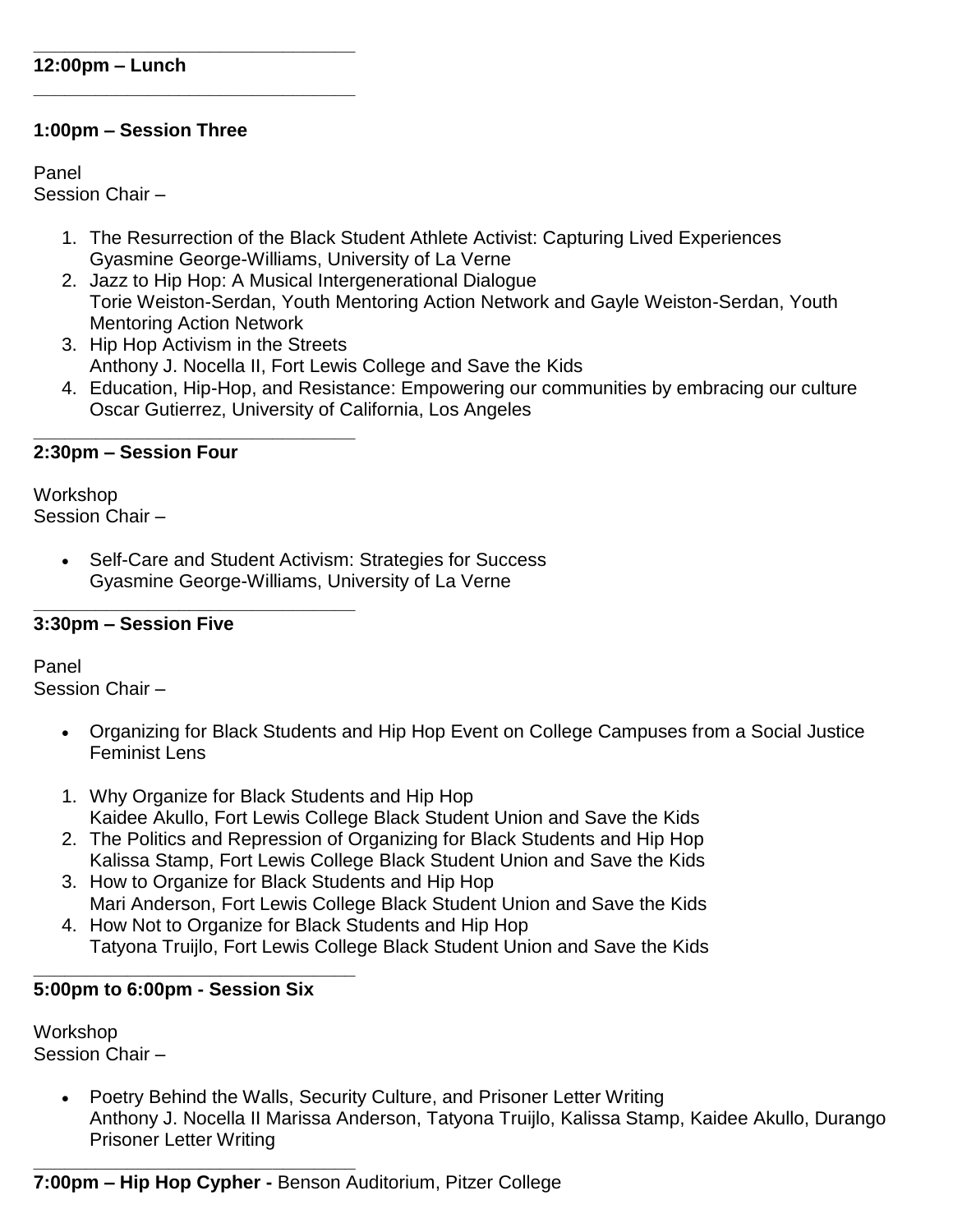---

**12:00pm – Lunch**

---

**1:00pm – Session Three**

Panel
Session Chair –

1. The Resurrection of the Black Student Athlete Activist: Capturing Lived Experiences
   Gyasmine George-Williams, University of La Verne
2. Jazz to Hip Hop: A Musical Intergenerational Dialogue
   Torie Weiston-Serdan, Youth Mentoring Action Network and Gayle Weiston-Serdan, Youth Mentoring Action Network
3. Hip Hop Activism in the Streets
   Anthony J. Nocella II, Fort Lewis College and Save the Kids
4. Education, Hip-Hop, and Resistance: Empowering our communities by embracing our culture
   Oscar Gutierrez, University of California, Los Angeles

---

**2:30pm – Session Four**

Workshop
Session Chair –

- Self-Care and Student Activism: Strategies for Success
  Gyasmine George-Williams, University of La Verne

---

**3:30pm – Session Five**

Panel
Session Chair –

- Organizing for Black Students and Hip Hop Event on College Campuses from a Social Justice Feminist Lens

1. Why Organize for Black Students and Hip Hop
   Kaidee Akullo, Fort Lewis College Black Student Union and Save the Kids
2. The Politics and Repression of Organizing for Black Students and Hip Hop
   Kalissa Stamp, Fort Lewis College Black Student Union and Save the Kids
3. How to Organize for Black Students and Hip Hop
   Mari Anderson, Fort Lewis College Black Student Union and Save the Kids
4. How Not to Organize for Black Students and Hip Hop
   Tatyona Truijlo, Fort Lewis College Black Student Union and Save the Kids

---

**5:00pm to 6:00pm - Session Six**

Workshop
Session Chair –

- Poetry Behind the Walls, Security Culture, and Prisoner Letter Writing
  Anthony J. Nocella II Marissa Anderson, Tatyona Truijlo, Kalissa Stamp, Kaidee Akullo, Durango Prisoner Letter Writing

---

**7:00pm – Hip Hop Cypher -** Benson Auditorium, Pitzer College